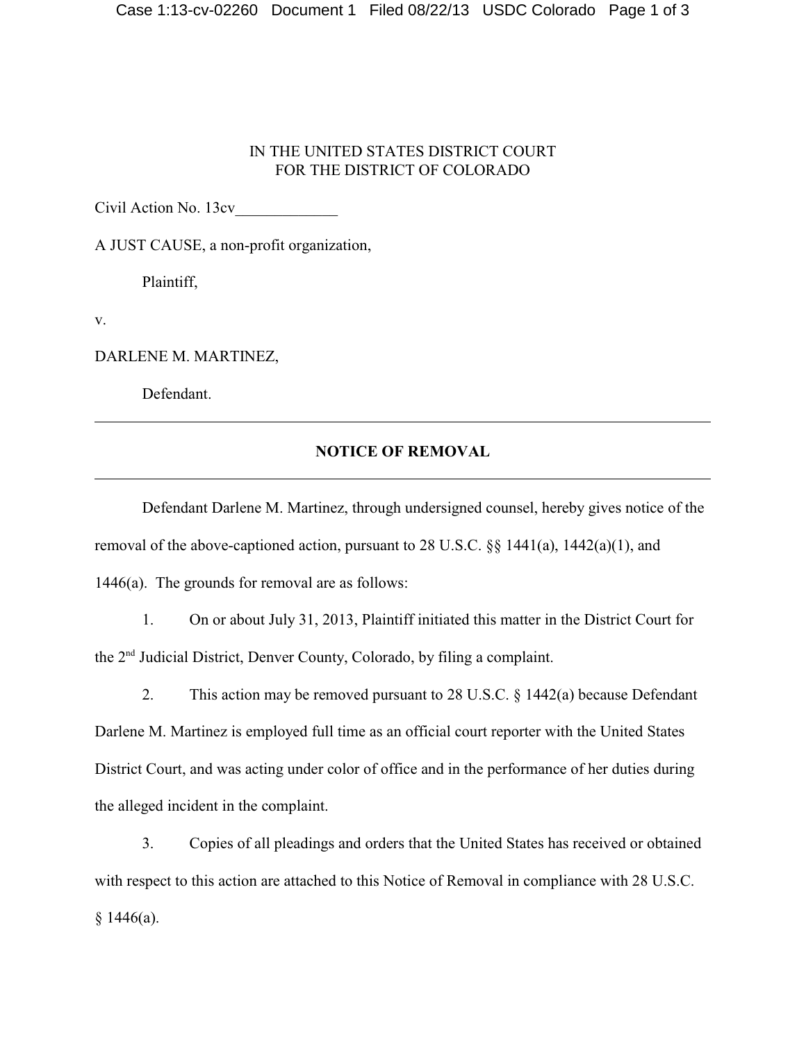IN THE UNITED STATES DISTRICT COURT
FOR THE DISTRICT OF COLORADO

Civil Action No. 13cv_____________

A JUST CAUSE, a non-profit organization,

Plaintiff,

v.

DARLENE M. MARTINEZ,

Defendant.

---

**NOTICE OF REMOVAL**

---

Defendant Darlene M. Martinez, through undersigned counsel, hereby gives notice of the removal of the above-captioned action, pursuant to 28 U.S.C. §§ 1441(a), 1442(a)(1), and 1446(a). The grounds for removal are as follows:

1. On or about July 31, 2013, Plaintiff initiated this matter in the District Court for the 2nd Judicial District, Denver County, Colorado, by filing a complaint.

2. This action may be removed pursuant to 28 U.S.C. § 1442(a) because Defendant Darlene M. Martinez is employed full time as an official court reporter with the United States District Court, and was acting under color of office and in the performance of her duties during the alleged incident in the complaint.

3. Copies of all pleadings and orders that the United States has received or obtained with respect to this action are attached to this Notice of Removal in compliance with 28 U.S.C. § 1446(a).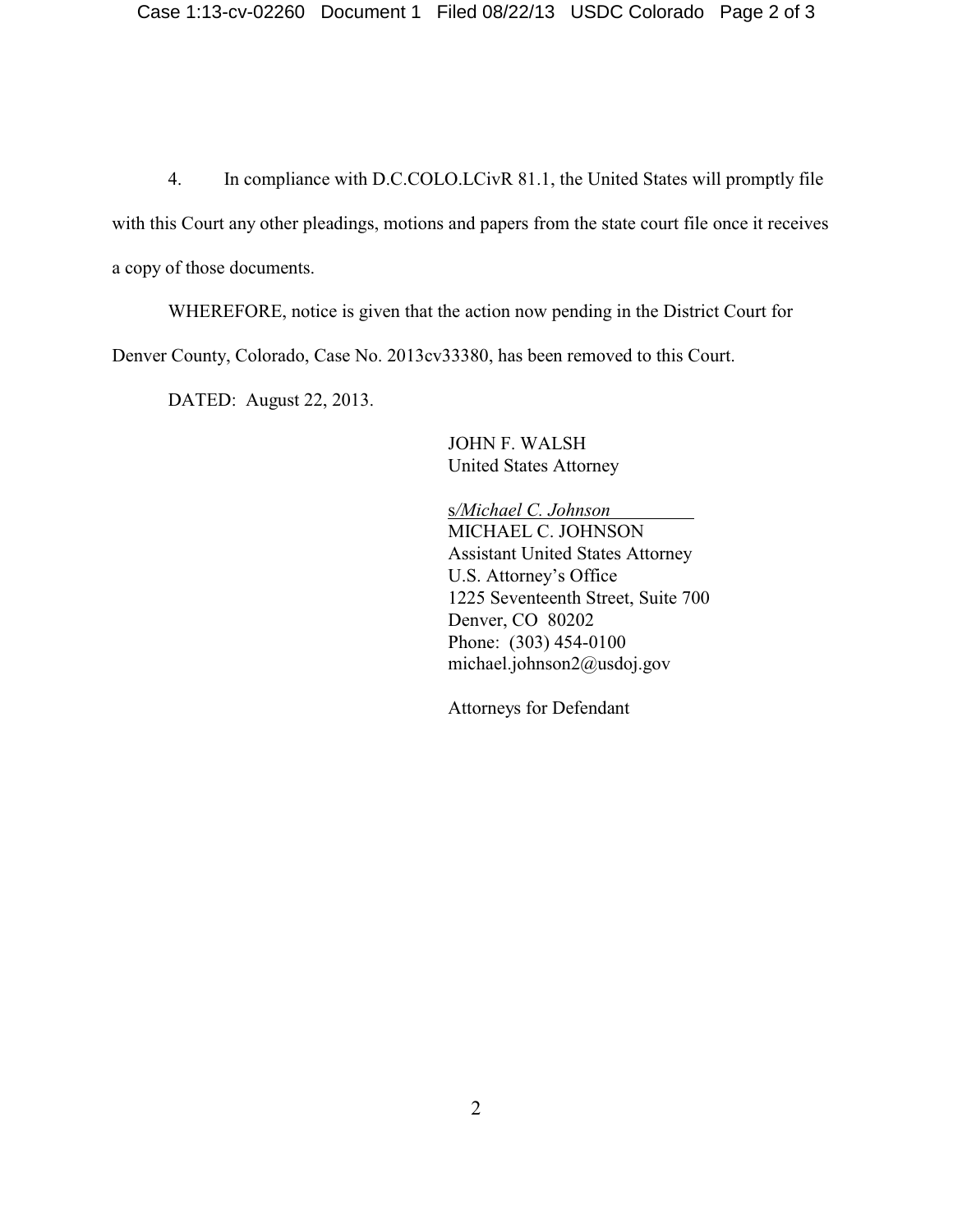4. In compliance with D.C.COLO.LCivR 81.1, the United States will promptly file with this Court any other pleadings, motions and papers from the state court file once it receives a copy of those documents.

WHEREFORE, notice is given that the action now pending in the District Court for Denver County, Colorado, Case No. 2013cv33380, has been removed to this Court.

DATED: August 22, 2013.

JOHN F. WALSH
United States Attorney

s/*Michael C. Johnson*
MICHAEL C. JOHNSON
Assistant United States Attorney
U.S. Attorney's Office
1225 Seventeenth Street, Suite 700
Denver, CO 80202
Phone: (303) 454-0100
michael.johnson2@usdoj.gov

Attorneys for Defendant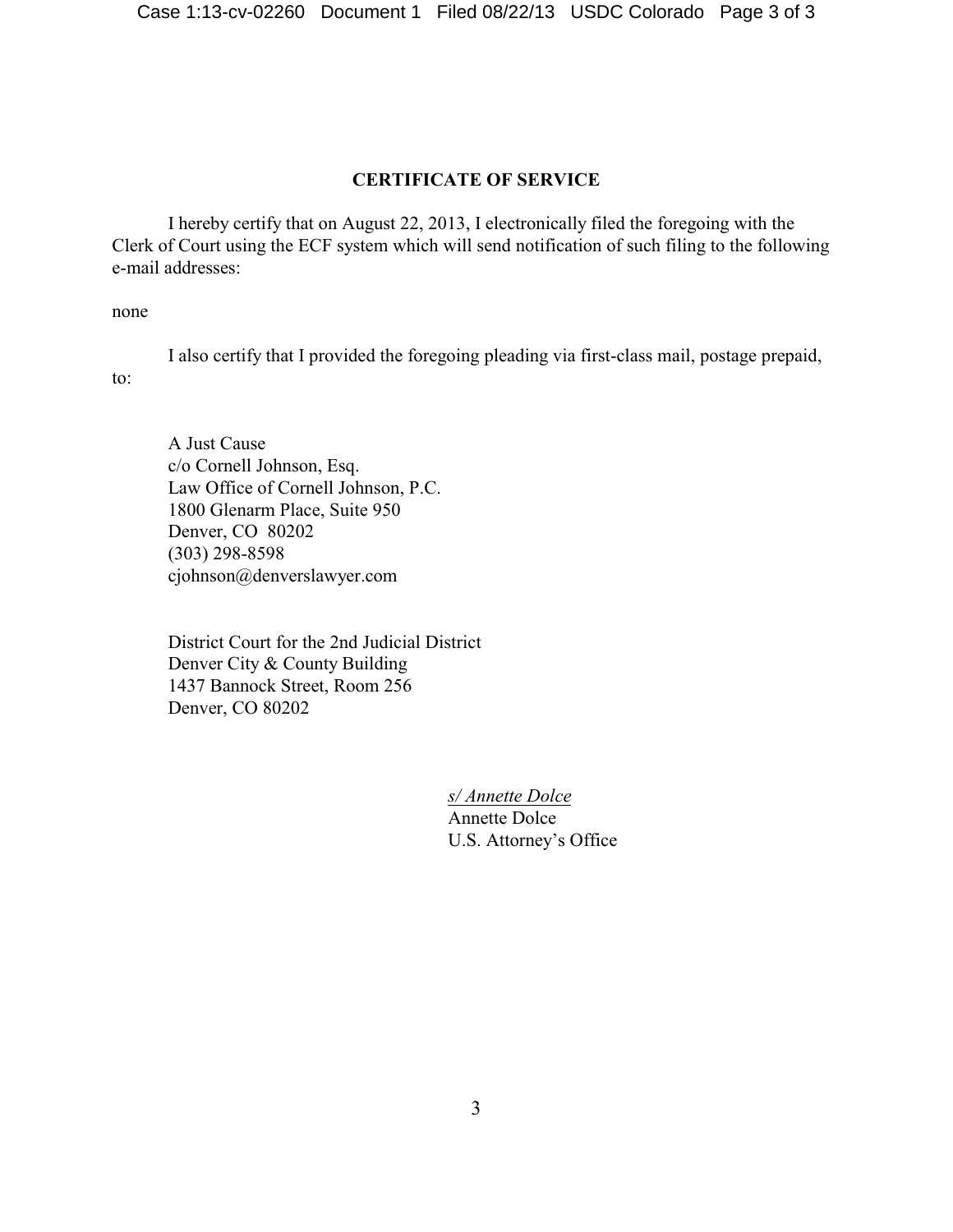## CERTIFICATE OF SERVICE

I hereby certify that on August 22, 2013, I electronically filed the foregoing with the Clerk of Court using the ECF system which will send notification of such filing to the following e-mail addresses:

none

I also certify that I provided the foregoing pleading via first-class mail, postage prepaid, to:

A Just Cause
c/o Cornell Johnson, Esq.
Law Office of Cornell Johnson, P.C.
1800 Glenarm Place, Suite 950
Denver, CO 80202
(303) 298-8598
cjohnson@denverslawyer.com

District Court for the 2nd Judicial District
Denver City & County Building
1437 Bannock Street, Room 256
Denver, CO 80202

*s/ Annette Dolce*
Annette Dolce
U.S. Attorney's Office